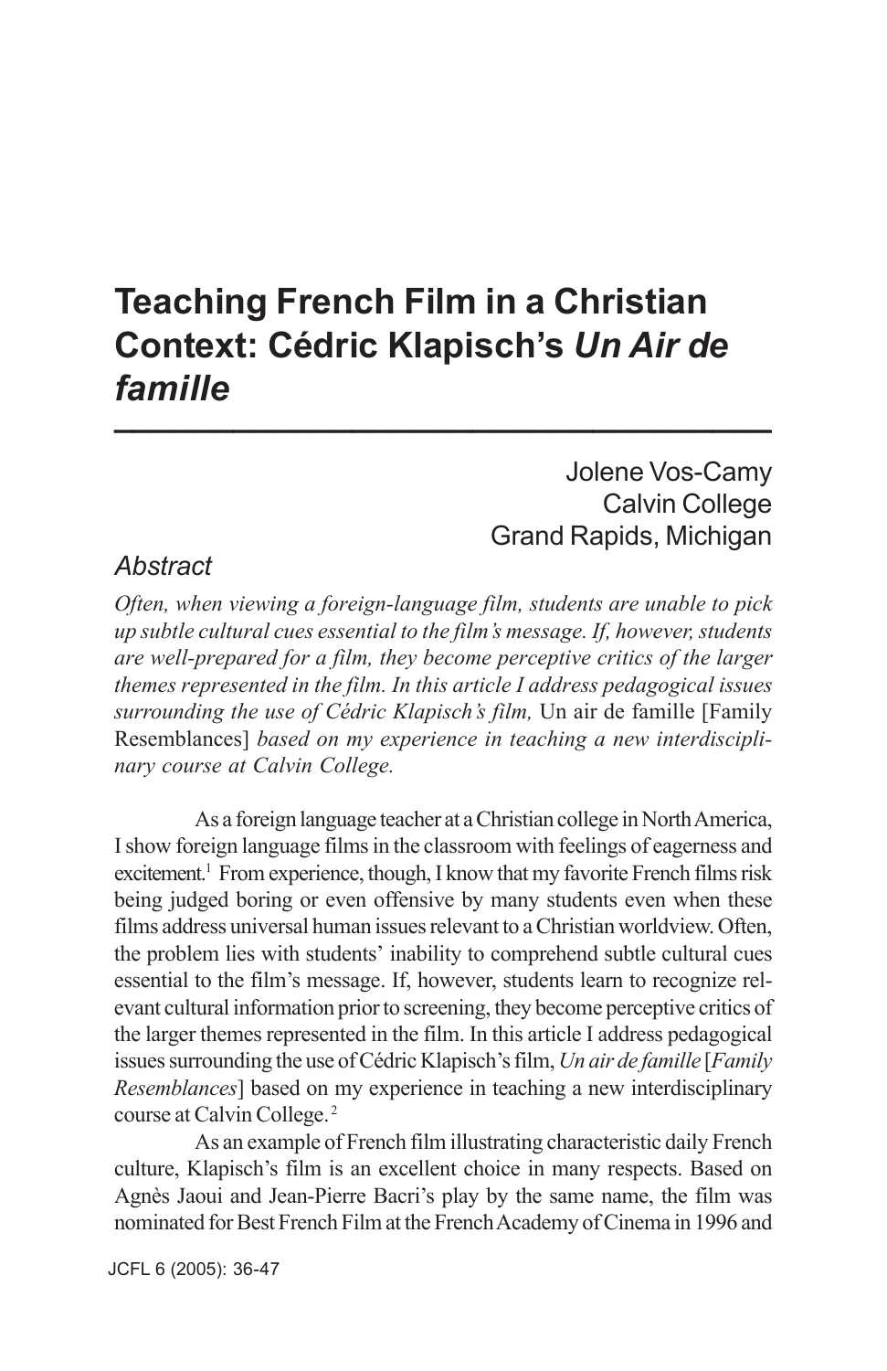# Teaching French Film in a Christian Context: Cédric Klapisch's *Un Air de famille*

Jolene Vos-Camy
Calvin College
Grand Rapids, Michigan

## *Abstract*

*Often, when viewing a foreign-language film, students are unable to pick up subtle cultural cues essential to the film's message. If, however, students are well-prepared for a film, they become perceptive critics of the larger themes represented in the film. In this article I address pedagogical issues surrounding the use of Cédric Klapisch's film,* Un air de famille [Family Resemblances] *based on my experience in teaching a new interdisciplinary course at Calvin College.*

As a foreign language teacher at a Christian college in North America, I show foreign language films in the classroom with feelings of eagerness and excitement.[1] From experience, though, I know that my favorite French films risk being judged boring or even offensive by many students even when these films address universal human issues relevant to a Christian worldview. Often, the problem lies with students' inability to comprehend subtle cultural cues essential to the film's message. If, however, students learn to recognize relevant cultural information prior to screening, they become perceptive critics of the larger themes represented in the film. In this article I address pedagogical issues surrounding the use of Cédric Klapisch's film, *Un air de famille* [*Family Resemblances*] based on my experience in teaching a new interdisciplinary course at Calvin College.[2]

As an example of French film illustrating characteristic daily French culture, Klapisch's film is an excellent choice in many respects. Based on Agnès Jaoui and Jean-Pierre Bacri's play by the same name, the film was nominated for Best French Film at the French Academy of Cinema in 1996 and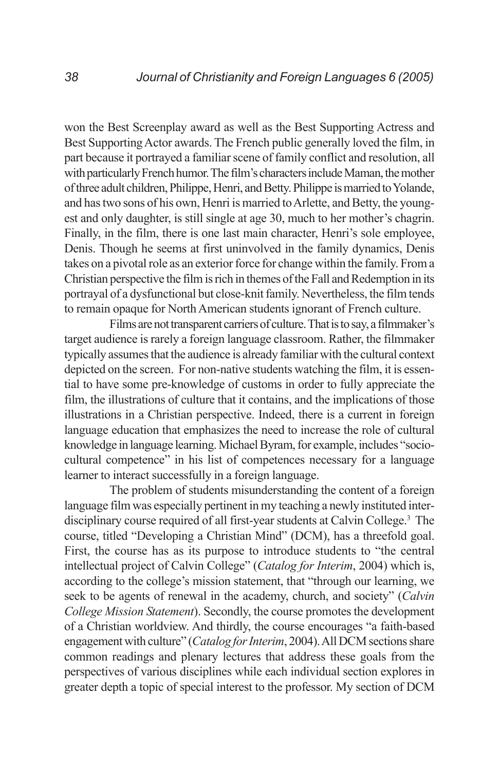won the Best Screenplay award as well as the Best Supporting Actress and Best Supporting Actor awards. The French public generally loved the film, in part because it portrayed a familiar scene of family conflict and resolution, all with particularly French humor. The film's characters include Maman, the mother of three adult children, Philippe, Henri, and Betty. Philippe is married to Yolande, and has two sons of his own, Henri is married to Arlette, and Betty, the youngest and only daughter, is still single at age 30, much to her mother's chagrin. Finally, in the film, there is one last main character, Henri's sole employee, Denis. Though he seems at first uninvolved in the family dynamics, Denis takes on a pivotal role as an exterior force for change within the family. From a Christian perspective the film is rich in themes of the Fall and Redemption in its portrayal of a dysfunctional but close-knit family. Nevertheless, the film tends to remain opaque for North American students ignorant of French culture.

Films are not transparent carriers of culture. That is to say, a filmmaker's target audience is rarely a foreign language classroom. Rather, the filmmaker typically assumes that the audience is already familiar with the cultural context depicted on the screen. For non-native students watching the film, it is essential to have some pre-knowledge of customs in order to fully appreciate the film, the illustrations of culture that it contains, and the implications of those illustrations in a Christian perspective. Indeed, there is a current in foreign language education that emphasizes the need to increase the role of cultural knowledge in language learning. Michael Byram, for example, includes "socio-cultural competence" in his list of competences necessary for a language learner to interact successfully in a foreign language.

The problem of students misunderstanding the content of a foreign language film was especially pertinent in my teaching a newly instituted interdisciplinary course required of all first-year students at Calvin College.[3] The course, titled "Developing a Christian Mind" (DCM), has a threefold goal. First, the course has as its purpose to introduce students to "the central intellectual project of Calvin College" (*Catalog for Interim*, 2004) which is, according to the college's mission statement, that "through our learning, we seek to be agents of renewal in the academy, church, and society" (*Calvin College Mission Statement*). Secondly, the course promotes the development of a Christian worldview. And thirdly, the course encourages "a faith-based engagement with culture" (*Catalog for Interim*, 2004). All DCM sections share common readings and plenary lectures that address these goals from the perspectives of various disciplines while each individual section explores in greater depth a topic of special interest to the professor. My section of DCM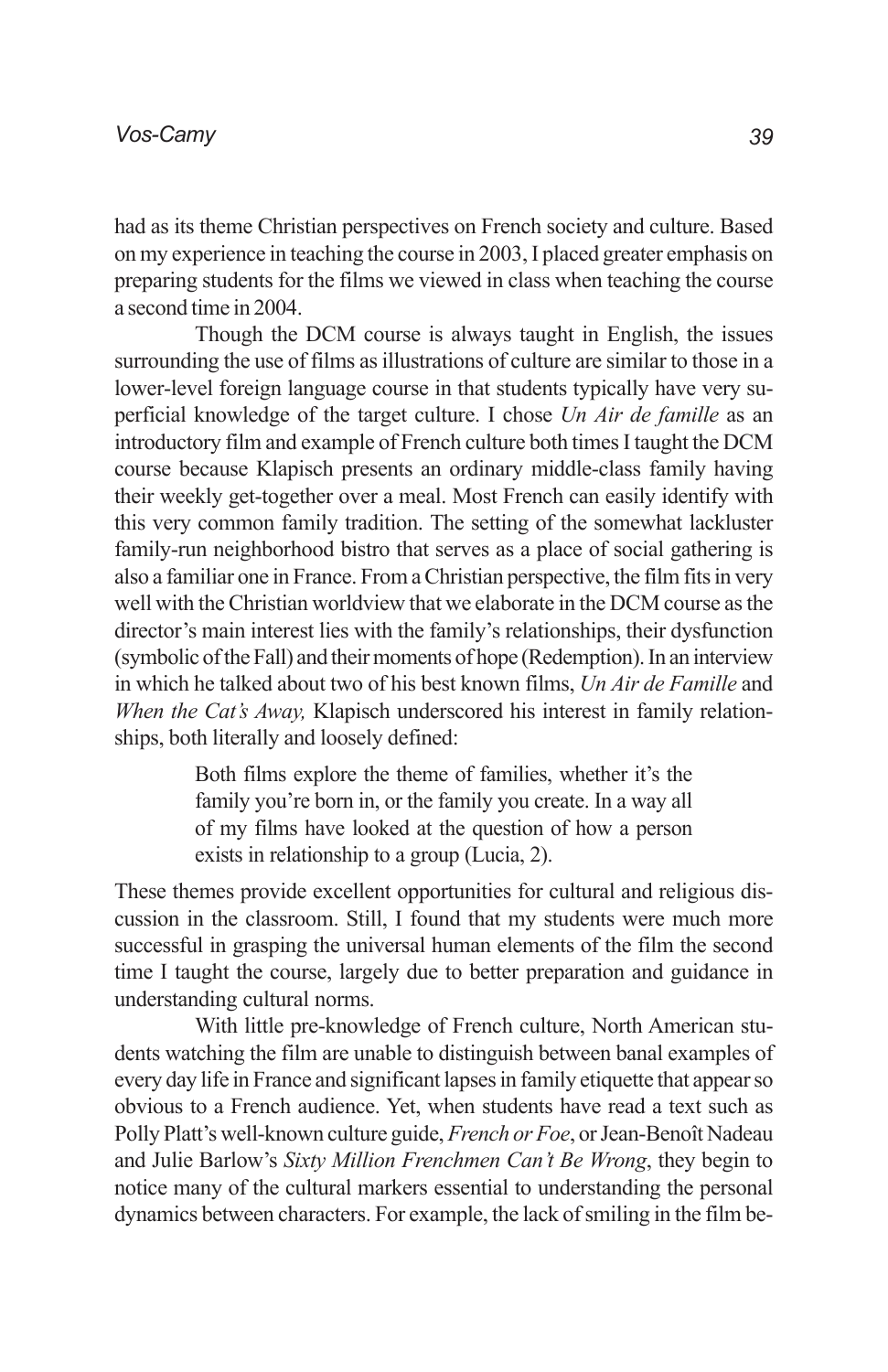had as its theme Christian perspectives on French society and culture. Based on my experience in teaching the course in 2003, I placed greater emphasis on preparing students for the films we viewed in class when teaching the course a second time in 2004.

Though the DCM course is always taught in English, the issues surrounding the use of films as illustrations of culture are similar to those in a lower-level foreign language course in that students typically have very superficial knowledge of the target culture. I chose *Un Air de famille* as an introductory film and example of French culture both times I taught the DCM course because Klapisch presents an ordinary middle-class family having their weekly get-together over a meal. Most French can easily identify with this very common family tradition. The setting of the somewhat lackluster family-run neighborhood bistro that serves as a place of social gathering is also a familiar one in France. From a Christian perspective, the film fits in very well with the Christian worldview that we elaborate in the DCM course as the director's main interest lies with the family's relationships, their dysfunction (symbolic of the Fall) and their moments of hope (Redemption). In an interview in which he talked about two of his best known films, *Un Air de Famille* and *When the Cat's Away,* Klapisch underscored his interest in family relationships, both literally and loosely defined:

> Both films explore the theme of families, whether it's the family you're born in, or the family you create. In a way all of my films have looked at the question of how a person exists in relationship to a group (Lucia, 2).

These themes provide excellent opportunities for cultural and religious discussion in the classroom. Still, I found that my students were much more successful in grasping the universal human elements of the film the second time I taught the course, largely due to better preparation and guidance in understanding cultural norms.

With little pre-knowledge of French culture, North American students watching the film are unable to distinguish between banal examples of every day life in France and significant lapses in family etiquette that appear so obvious to a French audience. Yet, when students have read a text such as Polly Platt's well-known culture guide, *French or Foe*, or Jean-Benoît Nadeau and Julie Barlow's *Sixty Million Frenchmen Can't Be Wrong*, they begin to notice many of the cultural markers essential to understanding the personal dynamics between characters. For example, the lack of smiling in the film be-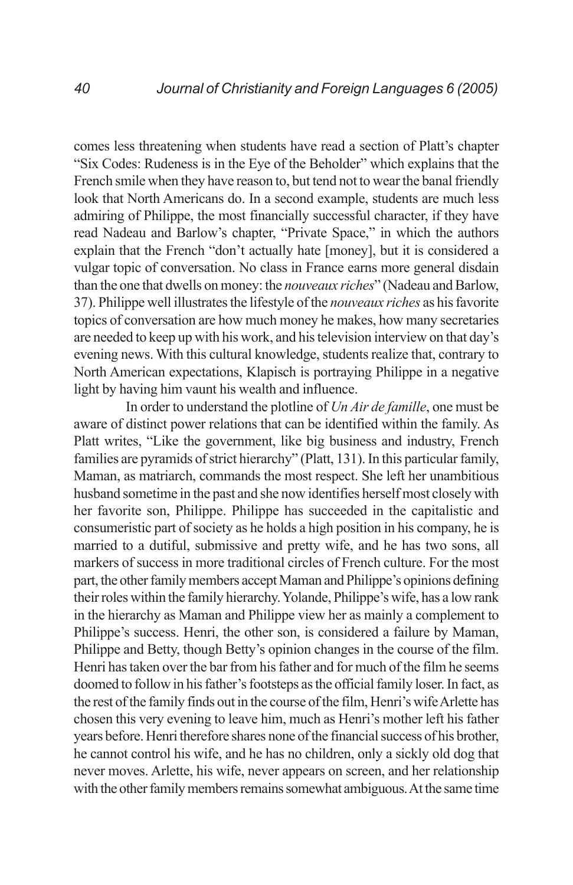comes less threatening when students have read a section of Platt's chapter "Six Codes: Rudeness is in the Eye of the Beholder" which explains that the French smile when they have reason to, but tend not to wear the banal friendly look that North Americans do. In a second example, students are much less admiring of Philippe, the most financially successful character, if they have read Nadeau and Barlow's chapter, "Private Space," in which the authors explain that the French "don't actually hate [money], but it is considered a vulgar topic of conversation. No class in France earns more general disdain than the one that dwells on money: the *nouveaux riches*" (Nadeau and Barlow, 37). Philippe well illustrates the lifestyle of the *nouveaux riches* as his favorite topics of conversation are how much money he makes, how many secretaries are needed to keep up with his work, and his television interview on that day's evening news. With this cultural knowledge, students realize that, contrary to North American expectations, Klapisch is portraying Philippe in a negative light by having him vaunt his wealth and influence.

In order to understand the plotline of *Un Air de famille*, one must be aware of distinct power relations that can be identified within the family. As Platt writes, "Like the government, like big business and industry, French families are pyramids of strict hierarchy" (Platt, 131). In this particular family, Maman, as matriarch, commands the most respect. She left her unambitious husband sometime in the past and she now identifies herself most closely with her favorite son, Philippe. Philippe has succeeded in the capitalistic and consumeristic part of society as he holds a high position in his company, he is married to a dutiful, submissive and pretty wife, and he has two sons, all markers of success in more traditional circles of French culture. For the most part, the other family members accept Maman and Philippe's opinions defining their roles within the family hierarchy. Yolande, Philippe's wife, has a low rank in the hierarchy as Maman and Philippe view her as mainly a complement to Philippe's success. Henri, the other son, is considered a failure by Maman, Philippe and Betty, though Betty's opinion changes in the course of the film. Henri has taken over the bar from his father and for much of the film he seems doomed to follow in his father's footsteps as the official family loser. In fact, as the rest of the family finds out in the course of the film, Henri's wife Arlette has chosen this very evening to leave him, much as Henri's mother left his father years before. Henri therefore shares none of the financial success of his brother, he cannot control his wife, and he has no children, only a sickly old dog that never moves. Arlette, his wife, never appears on screen, and her relationship with the other family members remains somewhat ambiguous. At the same time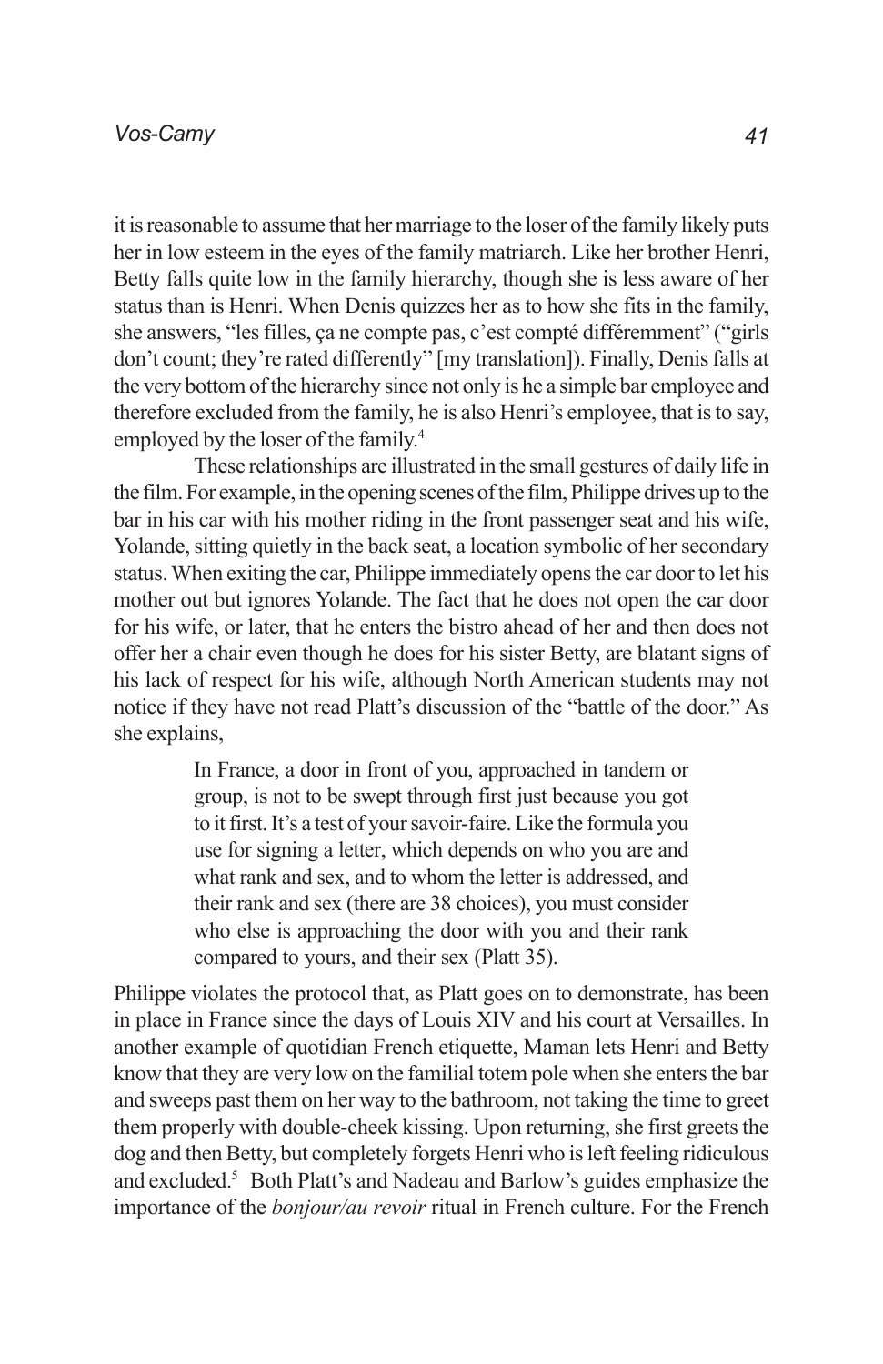it is reasonable to assume that her marriage to the loser of the family likely puts her in low esteem in the eyes of the family matriarch. Like her brother Henri, Betty falls quite low in the family hierarchy, though she is less aware of her status than is Henri. When Denis quizzes her as to how she fits in the family, she answers, "les filles, ça ne compte pas, c'est compté différemment" ("girls don't count; they're rated differently" [my translation]). Finally, Denis falls at the very bottom of the hierarchy since not only is he a simple bar employee and therefore excluded from the family, he is also Henri's employee, that is to say, employed by the loser of the family.[4]

These relationships are illustrated in the small gestures of daily life in the film. For example, in the opening scenes of the film, Philippe drives up to the bar in his car with his mother riding in the front passenger seat and his wife, Yolande, sitting quietly in the back seat, a location symbolic of her secondary status. When exiting the car, Philippe immediately opens the car door to let his mother out but ignores Yolande. The fact that he does not open the car door for his wife, or later, that he enters the bistro ahead of her and then does not offer her a chair even though he does for his sister Betty, are blatant signs of his lack of respect for his wife, although North American students may not notice if they have not read Platt's discussion of the "battle of the door." As she explains,

> In France, a door in front of you, approached in tandem or group, is not to be swept through first just because you got to it first. It's a test of your savoir-faire. Like the formula you use for signing a letter, which depends on who you are and what rank and sex, and to whom the letter is addressed, and their rank and sex (there are 38 choices), you must consider who else is approaching the door with you and their rank compared to yours, and their sex (Platt 35).

Philippe violates the protocol that, as Platt goes on to demonstrate, has been in place in France since the days of Louis XIV and his court at Versailles. In another example of quotidian French etiquette, Maman lets Henri and Betty know that they are very low on the familial totem pole when she enters the bar and sweeps past them on her way to the bathroom, not taking the time to greet them properly with double-cheek kissing. Upon returning, she first greets the dog and then Betty, but completely forgets Henri who is left feeling ridiculous and excluded.[5] Both Platt's and Nadeau and Barlow's guides emphasize the importance of the *bonjour/au revoir* ritual in French culture. For the French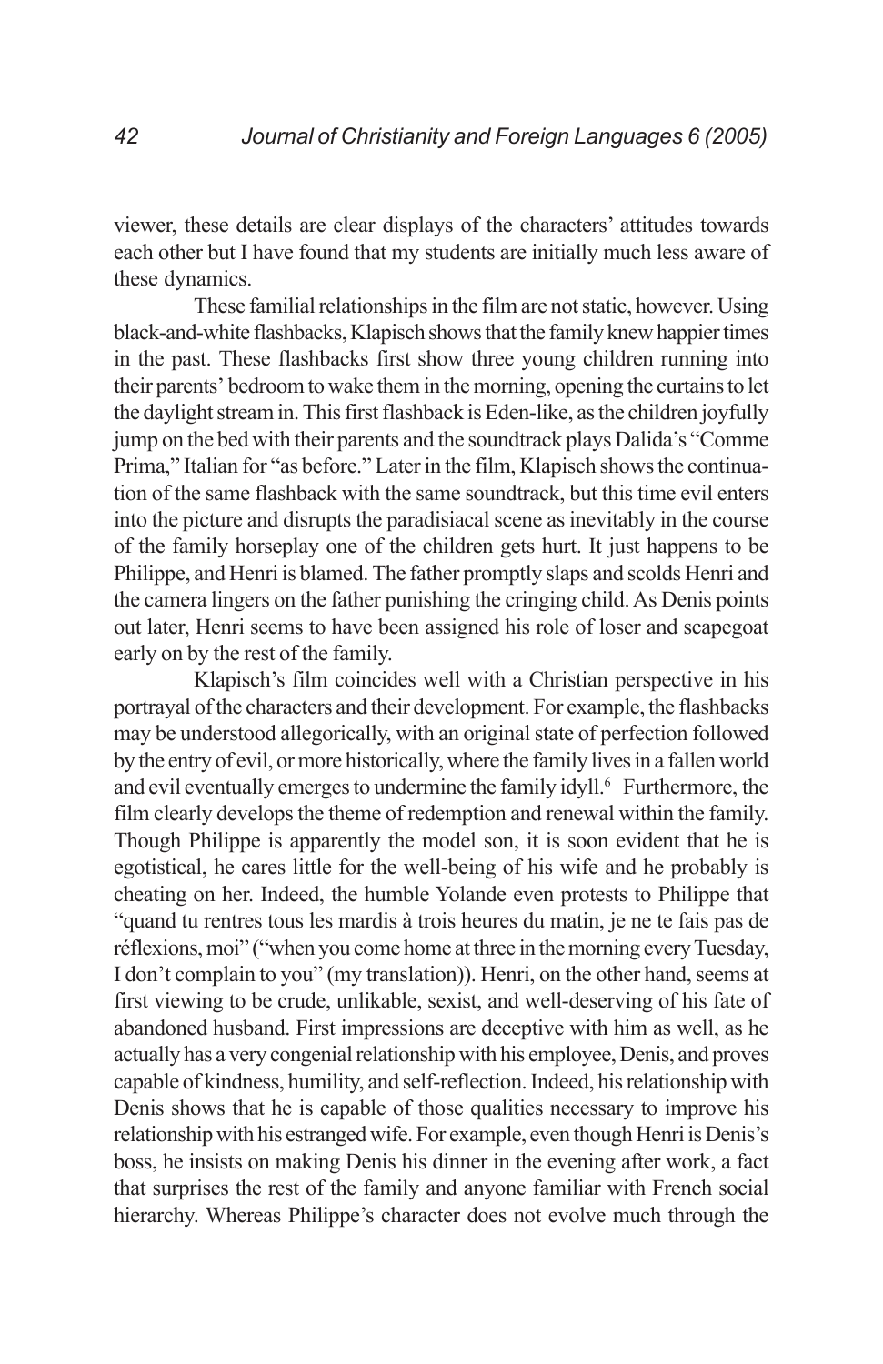viewer, these details are clear displays of the characters' attitudes towards each other but I have found that my students are initially much less aware of these dynamics.

These familial relationships in the film are not static, however. Using black-and-white flashbacks, Klapisch shows that the family knew happier times in the past. These flashbacks first show three young children running into their parents' bedroom to wake them in the morning, opening the curtains to let the daylight stream in. This first flashback is Eden-like, as the children joyfully jump on the bed with their parents and the soundtrack plays Dalida's "Comme Prima," Italian for "as before." Later in the film, Klapisch shows the continuation of the same flashback with the same soundtrack, but this time evil enters into the picture and disrupts the paradisiacal scene as inevitably in the course of the family horseplay one of the children gets hurt. It just happens to be Philippe, and Henri is blamed. The father promptly slaps and scolds Henri and the camera lingers on the father punishing the cringing child. As Denis points out later, Henri seems to have been assigned his role of loser and scapegoat early on by the rest of the family.

Klapisch's film coincides well with a Christian perspective in his portrayal of the characters and their development. For example, the flashbacks may be understood allegorically, with an original state of perfection followed by the entry of evil, or more historically, where the family lives in a fallen world and evil eventually emerges to undermine the family idyll.[6] Furthermore, the film clearly develops the theme of redemption and renewal within the family. Though Philippe is apparently the model son, it is soon evident that he is egotistical, he cares little for the well-being of his wife and he probably is cheating on her. Indeed, the humble Yolande even protests to Philippe that "quand tu rentres tous les mardis à trois heures du matin, je ne te fais pas de réflexions, moi" ("when you come home at three in the morning every Tuesday, I don't complain to you" (my translation)). Henri, on the other hand, seems at first viewing to be crude, unlikable, sexist, and well-deserving of his fate of abandoned husband. First impressions are deceptive with him as well, as he actually has a very congenial relationship with his employee, Denis, and proves capable of kindness, humility, and self-reflection. Indeed, his relationship with Denis shows that he is capable of those qualities necessary to improve his relationship with his estranged wife. For example, even though Henri is Denis's boss, he insists on making Denis his dinner in the evening after work, a fact that surprises the rest of the family and anyone familiar with French social hierarchy. Whereas Philippe's character does not evolve much through the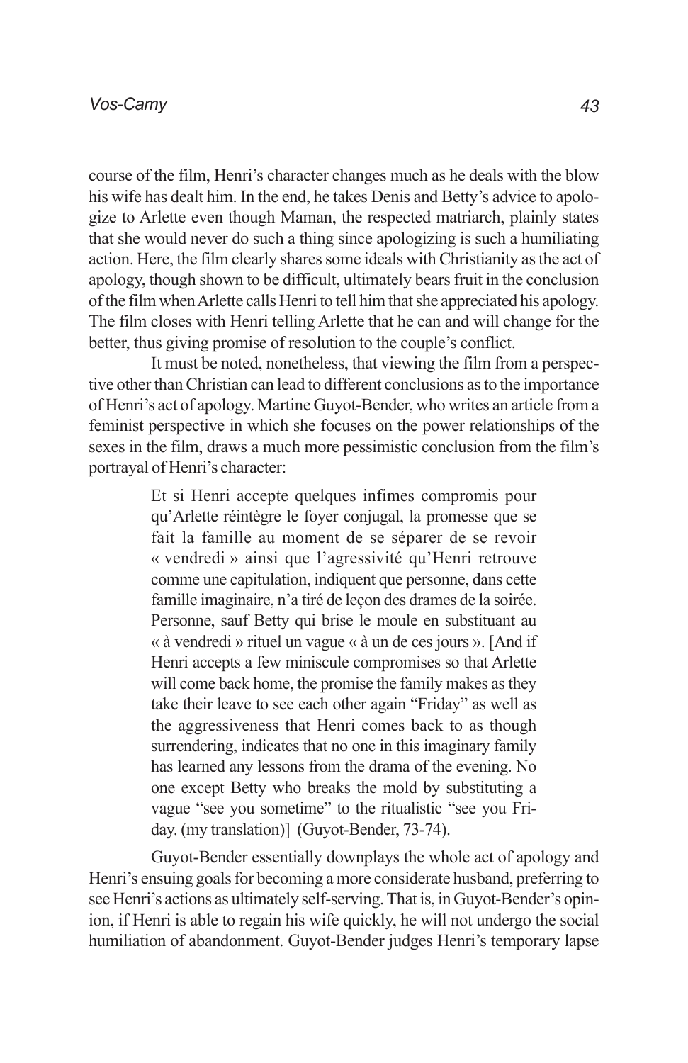course of the film, Henri's character changes much as he deals with the blow his wife has dealt him. In the end, he takes Denis and Betty's advice to apologize to Arlette even though Maman, the respected matriarch, plainly states that she would never do such a thing since apologizing is such a humiliating action. Here, the film clearly shares some ideals with Christianity as the act of apology, though shown to be difficult, ultimately bears fruit in the conclusion of the film when Arlette calls Henri to tell him that she appreciated his apology. The film closes with Henri telling Arlette that he can and will change for the better, thus giving promise of resolution to the couple's conflict.

It must be noted, nonetheless, that viewing the film from a perspective other than Christian can lead to different conclusions as to the importance of Henri's act of apology. Martine Guyot-Bender, who writes an article from a feminist perspective in which she focuses on the power relationships of the sexes in the film, draws a much more pessimistic conclusion from the film's portrayal of Henri's character:

> Et si Henri accepte quelques infimes compromis pour qu'Arlette réintègre le foyer conjugal, la promesse que se fait la famille au moment de se séparer de se revoir « vendredi » ainsi que l'agressivité qu'Henri retrouve comme une capitulation, indiquent que personne, dans cette famille imaginaire, n'a tiré de leçon des drames de la soirée. Personne, sauf Betty qui brise le moule en substituant au « à vendredi » rituel un vague « à un de ces jours ». [And if Henri accepts a few miniscule compromises so that Arlette will come back home, the promise the family makes as they take their leave to see each other again "Friday" as well as the aggressiveness that Henri comes back to as though surrendering, indicates that no one in this imaginary family has learned any lessons from the drama of the evening. No one except Betty who breaks the mold by substituting a vague "see you sometime" to the ritualistic "see you Friday. (my translation)] (Guyot-Bender, 73-74).

Guyot-Bender essentially downplays the whole act of apology and Henri's ensuing goals for becoming a more considerate husband, preferring to see Henri's actions as ultimately self-serving. That is, in Guyot-Bender's opinion, if Henri is able to regain his wife quickly, he will not undergo the social humiliation of abandonment. Guyot-Bender judges Henri's temporary lapse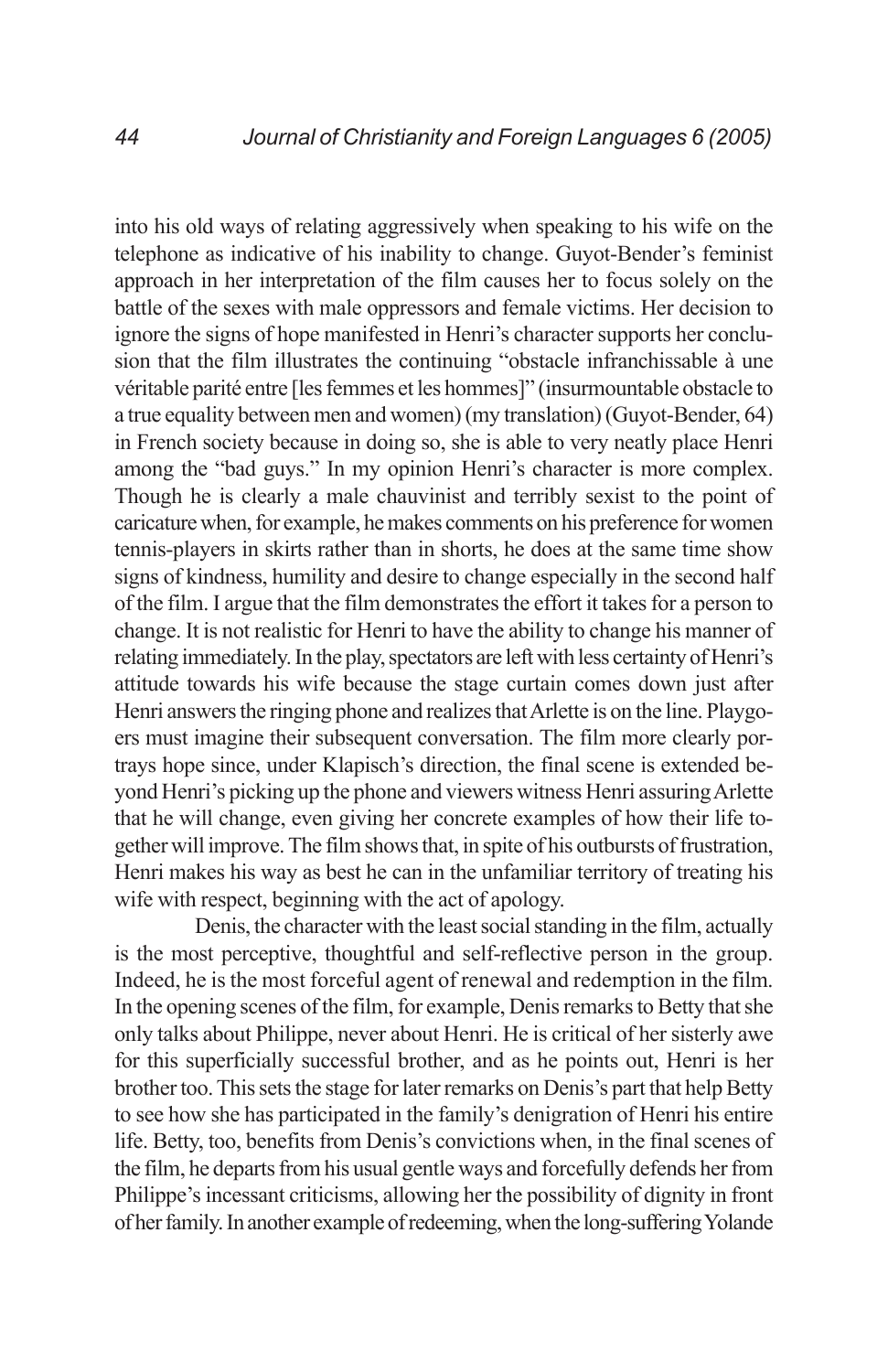into his old ways of relating aggressively when speaking to his wife on the telephone as indicative of his inability to change. Guyot-Bender's feminist approach in her interpretation of the film causes her to focus solely on the battle of the sexes with male oppressors and female victims. Her decision to ignore the signs of hope manifested in Henri's character supports her conclusion that the film illustrates the continuing "obstacle infranchissable à une véritable parité entre [les femmes et les hommes]" (insurmountable obstacle to a true equality between men and women) (my translation) (Guyot-Bender, 64) in French society because in doing so, she is able to very neatly place Henri among the "bad guys." In my opinion Henri's character is more complex. Though he is clearly a male chauvinist and terribly sexist to the point of caricature when, for example, he makes comments on his preference for women tennis-players in skirts rather than in shorts, he does at the same time show signs of kindness, humility and desire to change especially in the second half of the film. I argue that the film demonstrates the effort it takes for a person to change. It is not realistic for Henri to have the ability to change his manner of relating immediately. In the play, spectators are left with less certainty of Henri's attitude towards his wife because the stage curtain comes down just after Henri answers the ringing phone and realizes that Arlette is on the line. Playgoers must imagine their subsequent conversation. The film more clearly portrays hope since, under Klapisch's direction, the final scene is extended beyond Henri's picking up the phone and viewers witness Henri assuring Arlette that he will change, even giving her concrete examples of how their life together will improve. The film shows that, in spite of his outbursts of frustration, Henri makes his way as best he can in the unfamiliar territory of treating his wife with respect, beginning with the act of apology.

Denis, the character with the least social standing in the film, actually is the most perceptive, thoughtful and self-reflective person in the group. Indeed, he is the most forceful agent of renewal and redemption in the film. In the opening scenes of the film, for example, Denis remarks to Betty that she only talks about Philippe, never about Henri. He is critical of her sisterly awe for this superficially successful brother, and as he points out, Henri is her brother too. This sets the stage for later remarks on Denis's part that help Betty to see how she has participated in the family's denigration of Henri his entire life. Betty, too, benefits from Denis's convictions when, in the final scenes of the film, he departs from his usual gentle ways and forcefully defends her from Philippe's incessant criticisms, allowing her the possibility of dignity in front of her family. In another example of redeeming, when the long-suffering Yolande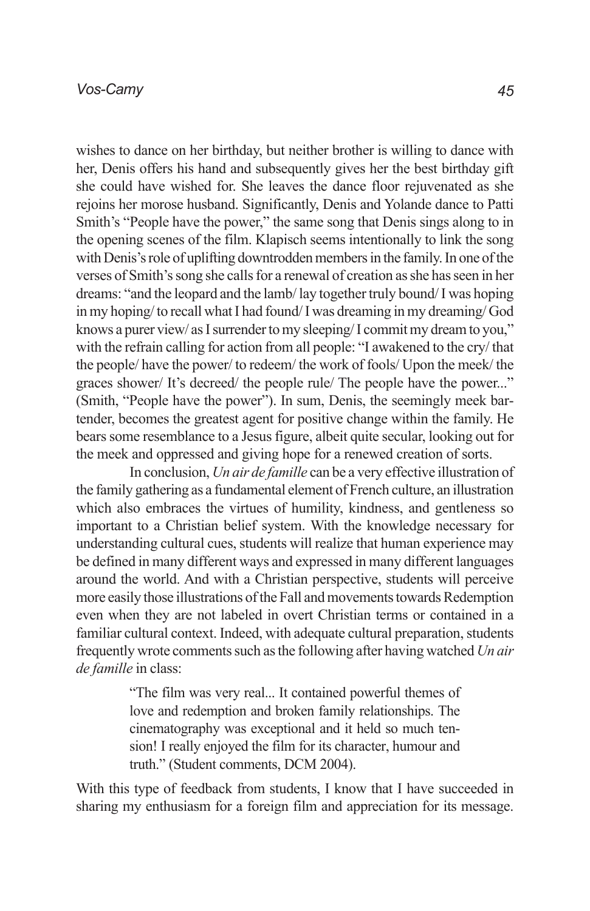wishes to dance on her birthday, but neither brother is willing to dance with her, Denis offers his hand and subsequently gives her the best birthday gift she could have wished for. She leaves the dance floor rejuvenated as she rejoins her morose husband. Significantly, Denis and Yolande dance to Patti Smith's "People have the power," the same song that Denis sings along to in the opening scenes of the film. Klapisch seems intentionally to link the song with Denis's role of uplifting downtrodden members in the family. In one of the verses of Smith's song she calls for a renewal of creation as she has seen in her dreams: "and the leopard and the lamb/ lay together truly bound/ I was hoping in my hoping/ to recall what I had found/ I was dreaming in my dreaming/ God knows a purer view/ as I surrender to my sleeping/ I commit my dream to you," with the refrain calling for action from all people: "I awakened to the cry/ that the people/ have the power/ to redeem/ the work of fools/ Upon the meek/ the graces shower/ It's decreed/ the people rule/ The people have the power..." (Smith, "People have the power"). In sum, Denis, the seemingly meek bartender, becomes the greatest agent for positive change within the family. He bears some resemblance to a Jesus figure, albeit quite secular, looking out for the meek and oppressed and giving hope for a renewed creation of sorts.

In conclusion, *Un air de famille* can be a very effective illustration of the family gathering as a fundamental element of French culture, an illustration which also embraces the virtues of humility, kindness, and gentleness so important to a Christian belief system. With the knowledge necessary for understanding cultural cues, students will realize that human experience may be defined in many different ways and expressed in many different languages around the world. And with a Christian perspective, students will perceive more easily those illustrations of the Fall and movements towards Redemption even when they are not labeled in overt Christian terms or contained in a familiar cultural context. Indeed, with adequate cultural preparation, students frequently wrote comments such as the following after having watched *Un air de famille* in class:

> "The film was very real... It contained powerful themes of love and redemption and broken family relationships. The cinematography was exceptional and it held so much tension! I really enjoyed the film for its character, humour and truth." (Student comments, DCM 2004).

With this type of feedback from students, I know that I have succeeded in sharing my enthusiasm for a foreign film and appreciation for its message.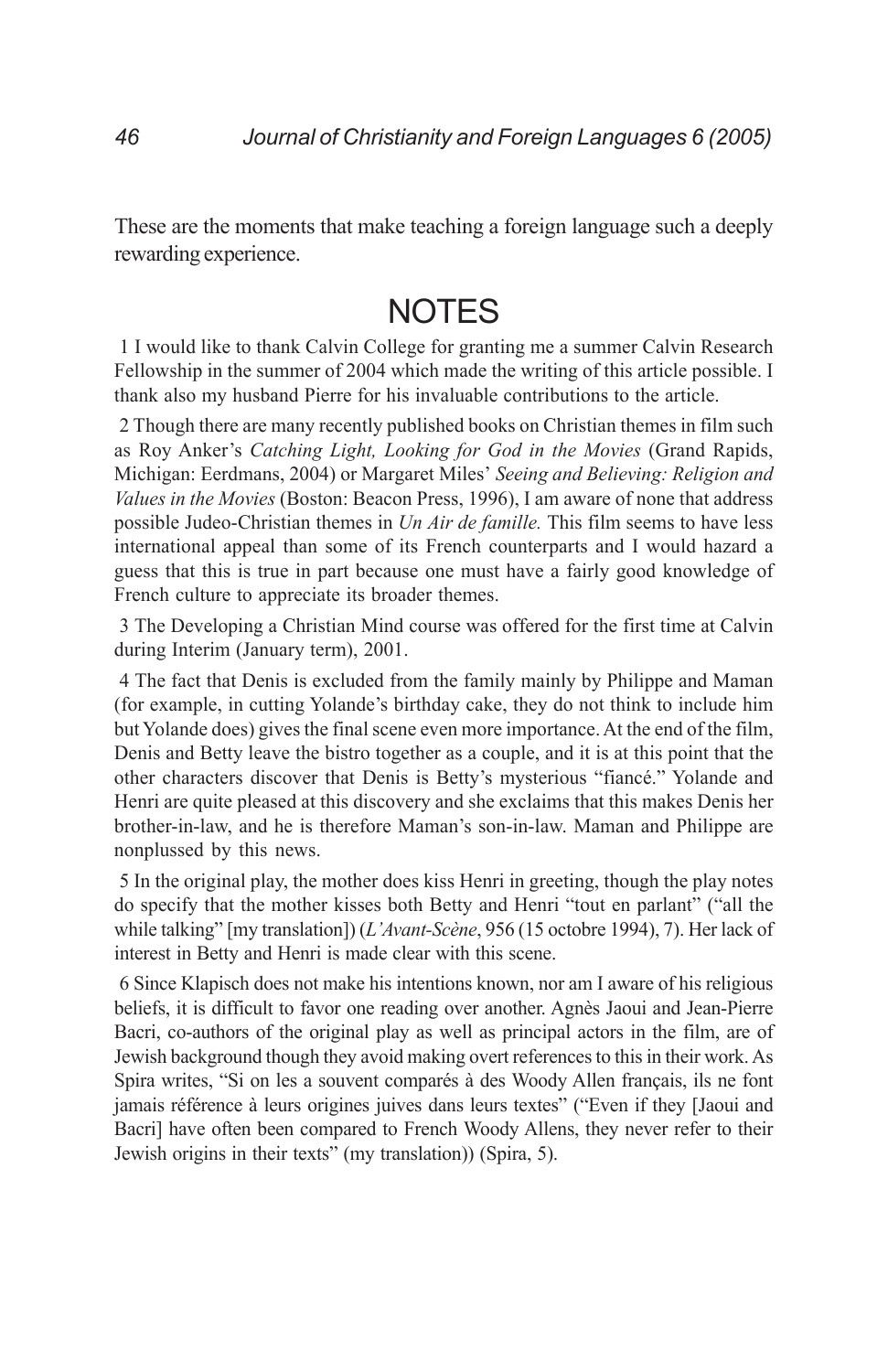These are the moments that make teaching a foreign language such a deeply rewarding experience.

# NOTES

1 I would like to thank Calvin College for granting me a summer Calvin Research Fellowship in the summer of 2004 which made the writing of this article possible. I thank also my husband Pierre for his invaluable contributions to the article.

2 Though there are many recently published books on Christian themes in film such as Roy Anker's *Catching Light, Looking for God in the Movies* (Grand Rapids, Michigan: Eerdmans, 2004) or Margaret Miles' *Seeing and Believing: Religion and Values in the Movies* (Boston: Beacon Press, 1996), I am aware of none that address possible Judeo-Christian themes in *Un Air de famille.* This film seems to have less international appeal than some of its French counterparts and I would hazard a guess that this is true in part because one must have a fairly good knowledge of French culture to appreciate its broader themes.

3 The Developing a Christian Mind course was offered for the first time at Calvin during Interim (January term), 2001.

4 The fact that Denis is excluded from the family mainly by Philippe and Maman (for example, in cutting Yolande's birthday cake, they do not think to include him but Yolande does) gives the final scene even more importance. At the end of the film, Denis and Betty leave the bistro together as a couple, and it is at this point that the other characters discover that Denis is Betty's mysterious "fiancé." Yolande and Henri are quite pleased at this discovery and she exclaims that this makes Denis her brother-in-law, and he is therefore Maman's son-in-law. Maman and Philippe are nonplussed by this news.

5 In the original play, the mother does kiss Henri in greeting, though the play notes do specify that the mother kisses both Betty and Henri "tout en parlant" ("all the while talking" [my translation]) (*L'Avant-Scène*, 956 (15 octobre 1994), 7). Her lack of interest in Betty and Henri is made clear with this scene.

6 Since Klapisch does not make his intentions known, nor am I aware of his religious beliefs, it is difficult to favor one reading over another. Agnès Jaoui and Jean-Pierre Bacri, co-authors of the original play as well as principal actors in the film, are of Jewish background though they avoid making overt references to this in their work. As Spira writes, "Si on les a souvent comparés à des Woody Allen français, ils ne font jamais référence à leurs origines juives dans leurs textes" ("Even if they [Jaoui and Bacri] have often been compared to French Woody Allens, they never refer to their Jewish origins in their texts" (my translation)) (Spira, 5).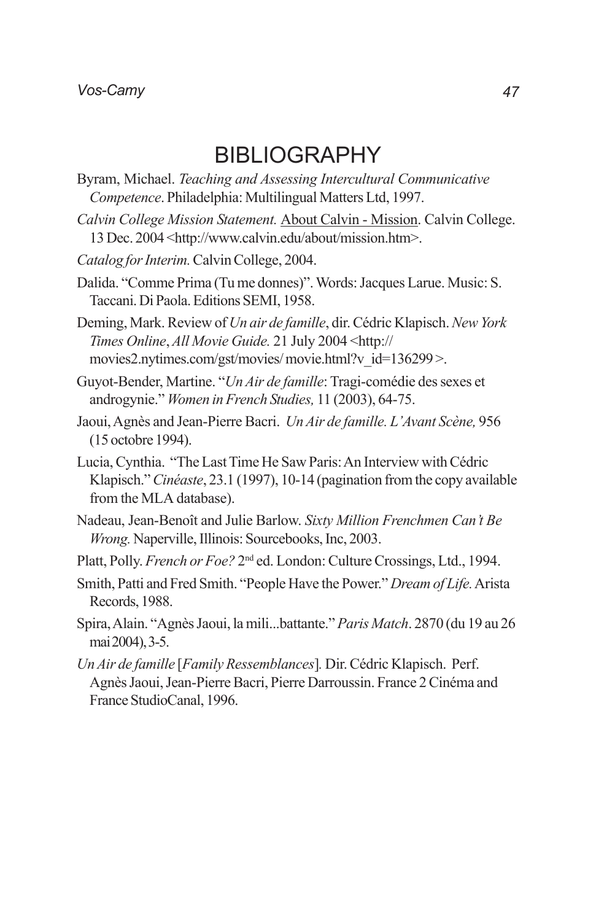# BIBLIOGRAPHY

Byram, Michael. *Teaching and Assessing Intercultural Communicative Competence*. Philadelphia: Multilingual Matters Ltd, 1997.

*Calvin College Mission Statement.* About Calvin - Mission. Calvin College. 13 Dec. 2004 <http://www.calvin.edu/about/mission.htm>.

*Catalog for Interim.* Calvin College, 2004.

Dalida. "Comme Prima (Tu me donnes)". Words: Jacques Larue. Music: S. Taccani. Di Paola. Editions SEMI, 1958.

Deming, Mark. Review of *Un air de famille*, dir. Cédric Klapisch. *New York Times Online*, *All Movie Guide.* 21 July 2004 <http://movies2.nytimes.com/gst/movies/ movie.html?v_id=136299 >.

Guyot-Bender, Martine. "*Un Air de famille*: Tragi-comédie des sexes et androgynie." *Women in French Studies,* 11 (2003), 64-75.

Jaoui, Agnès and Jean-Pierre Bacri. *Un Air de famille. L'Avant Scène,* 956 (15 octobre 1994).

Lucia, Cynthia. "The Last Time He Saw Paris: An Interview with Cédric Klapisch." *Cinéaste*, 23.1 (1997), 10-14 (pagination from the copy available from the MLA database).

Nadeau, Jean-Benoît and Julie Barlow. *Sixty Million Frenchmen Can't Be Wrong.* Naperville, Illinois: Sourcebooks, Inc, 2003.

Platt, Polly. *French or Foe?* 2nd ed. London: Culture Crossings, Ltd., 1994.

Smith, Patti and Fred Smith. "People Have the Power." *Dream of Life.* Arista Records, 1988.

Spira, Alain. "Agnès Jaoui, la mili...battante." *Paris Match*. 2870 (du 19 au 26 mai 2004), 3-5.

*Un Air de famille* [*Family Ressemblances*]*.* Dir. Cédric Klapisch. Perf. Agnès Jaoui, Jean-Pierre Bacri, Pierre Darroussin. France 2 Cinéma and France StudioCanal, 1996.